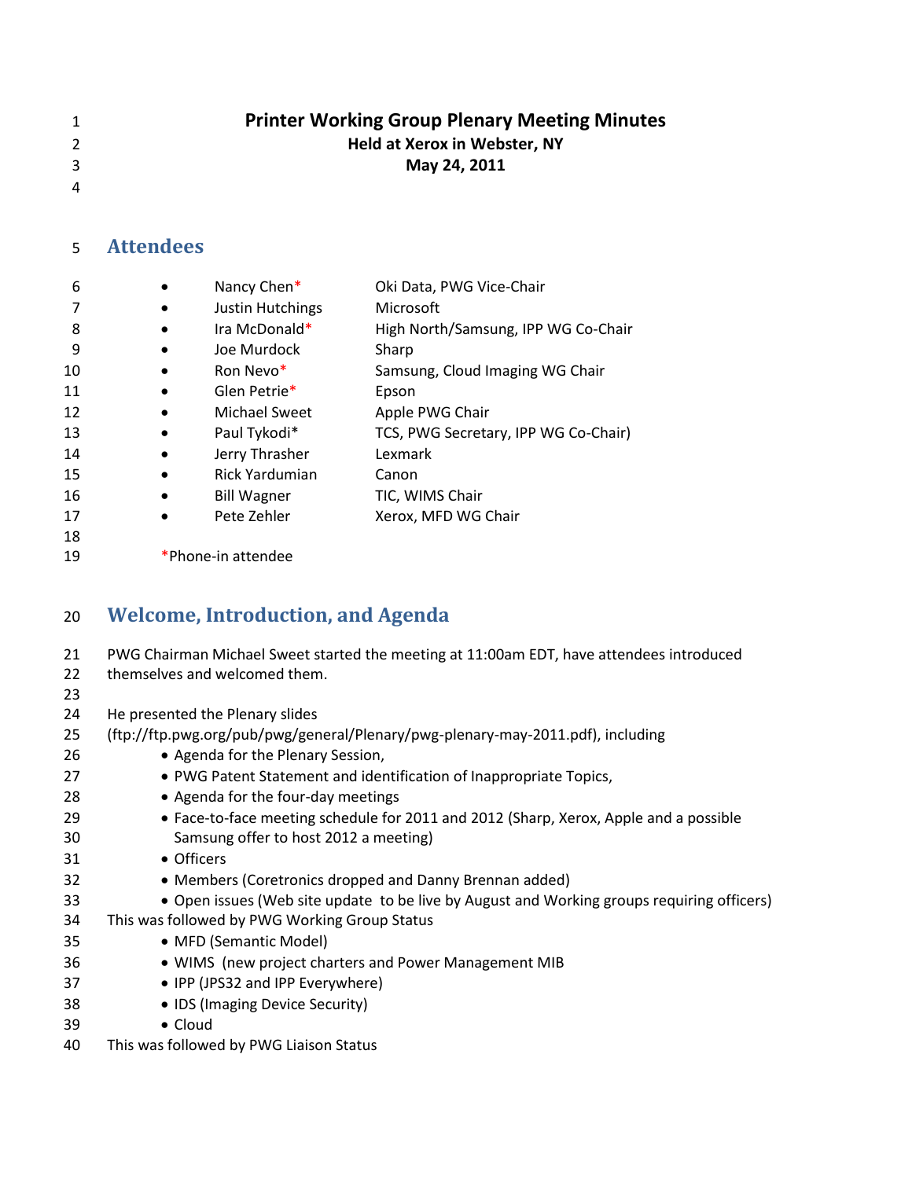# Printer Working Group Plenary Meeting Minutes

**Held at Xerox in Webster, NY**

**May 24, 2011**

## Attendees

| | | |
|---|---|---|
| • | Nancy Chen* | Oki Data, PWG Vice-Chair |
| • | Justin Hutchings | Microsoft |
| • | Ira McDonald* | High North/Samsung, IPP WG Co-Chair |
| • | Joe Murdock | Sharp |
| • | Ron Nevo* | Samsung, Cloud Imaging WG Chair |
| • | Glen Petrie* | Epson |
| • | Michael Sweet | Apple PWG Chair |
| • | Paul Tykodi* | TCS, PWG Secretary, IPP WG Co-Chair) |
| • | Jerry Thrasher | Lexmark |
| • | Rick Yardumian | Canon |
| • | Bill Wagner | TIC, WIMS Chair |
| • | Pete Zehler | Xerox, MFD WG Chair |

*Phone-in attendee

## Welcome, Introduction, and Agenda

PWG Chairman Michael Sweet started the meeting at 11:00am EDT, have attendees introduced themselves and welcomed them.

He presented the Plenary slides (ftp://ftp.pwg.org/pub/pwg/general/Plenary/pwg-plenary-may-2011.pdf), including

- Agenda for the Plenary Session,
- PWG Patent Statement and identification of Inappropriate Topics,
- Agenda for the four-day meetings
- Face-to-face meeting schedule for 2011 and 2012 (Sharp, Xerox, Apple and a possible Samsung offer to host 2012 a meeting)
- Officers
- Members (Coretronics dropped and Danny Brennan added)
- Open issues (Web site update to be live by August and Working groups requiring officers)

This was followed by PWG Working Group Status

- MFD (Semantic Model)
- WIMS (new project charters and Power Management MIB
- IPP (JPS32 and IPP Everywhere)
- IDS (Imaging Device Security)
- Cloud

This was followed by PWG Liaison Status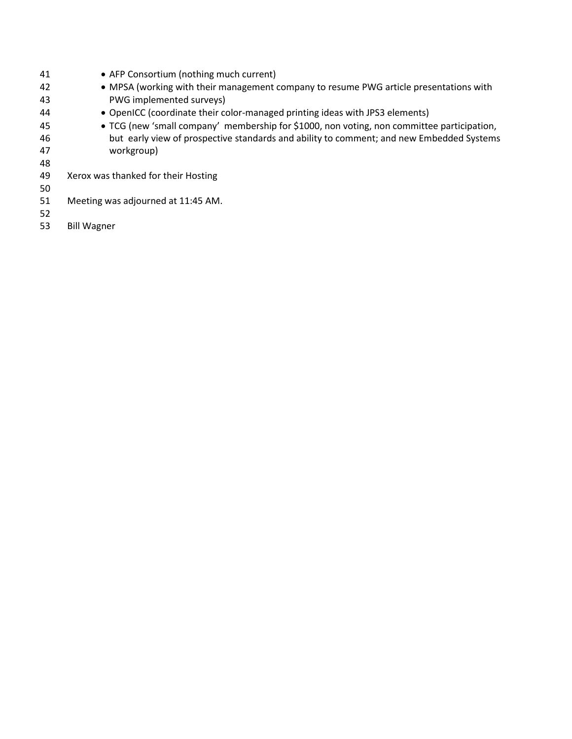- AFP Consortium (nothing much current)
- MPSA (working with their management company to resume PWG article presentations with PWG implemented surveys)
- OpenICC (coordinate their color-managed printing ideas with JPS3 elements)
- TCG (new 'small company' membership for $1000, non voting, non committee participation, but early view of prospective standards and ability to comment; and new Embedded Systems workgroup)

Xerox was thanked for their Hosting

Meeting was adjourned at 11:45 AM.

Bill Wagner